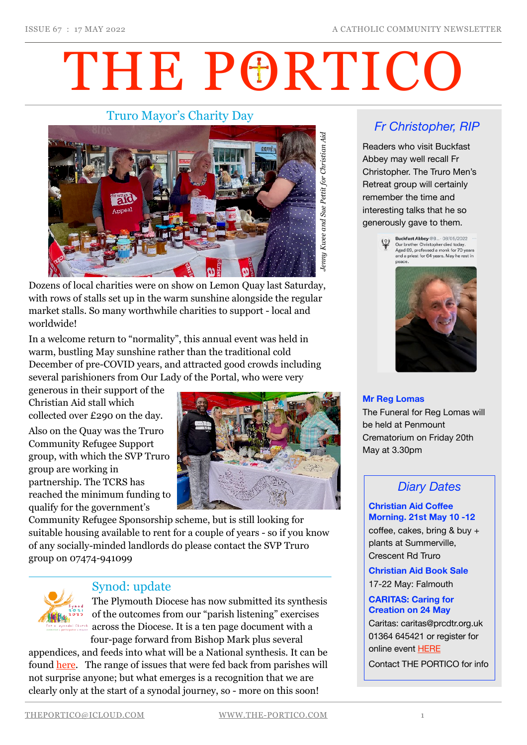# THE PORTICO

## Truro Mayor's Charity Day

*Jenny Kwee and Sue Pettit for Christian Aid*

Dozens of local charities were on show on Lemon Quay last Saturday, with rows of stalls set up in the warm sunshine alongside the regular market stalls. So many worthwhile charities to support - local and worldwide!

In a welcome return to "normality", this annual event was held in warm, bustling May sunshine rather than the traditional cold December of pre-COVID years, and attracted good crowds including several parishioners from Our Lady of the Portal, who were very generous in their support of the Christian Aid stall which collected over £290 on the day.

Also on the Quay was the Truro Community Refugee Support group, with which the SVP Truro group are working in partnership. The TCRS has reached the minimum funding to qualify for the government's Community Refugee Sponsorship scheme, but is still looking for suitable housing available to rent for a couple of years - so if you know of any socially-minded landlords do please contact the SVP Truro group on 07474-941099

## Synod: update

The Plymouth Diocese has now submitted its synthesis of the outcomes from our "parish listening" exercises across the Diocese. It is a ten page document with a four-page forward from Bishop Mark plus several appendices, and feeds into what will be a National synthesis. It can be found here. The range of issues that were fed back from parishes will not surprise anyone; but what emerges is a recognition that we are clearly only at the start of a synodal journey, so - more on this soon!

## Fr Christopher, RIP

Readers who visit Buckfast Abbey may well recall Fr Christopher. The Truro Men's Retreat group will certainly remember the time and interesting talks that he so generously gave to them.

Buckfast Abbey · 08/05/2022
Our brother Christopher died today. Aged 89, professed a monk for 70 years and a priest for 64 years. May he rest in peace.

### Mr Reg Lomas

The Funeral for Reg Lomas will be held at Penmount Crematorium on Friday 20th May at 3.30pm

## Diary Dates

**Christian Aid Coffee Morning. 21st May 10 -12**
coffee, cakes, bring & buy + plants at Summerville, Crescent Rd Truro

**Christian Aid Book Sale**
17-22 May: Falmouth

**CARITAS: Caring for Creation on 24 May**
Caritas: caritas@prcdtr.org.uk
01364 645421 or register for online event HERE

Contact THE PORTICO for info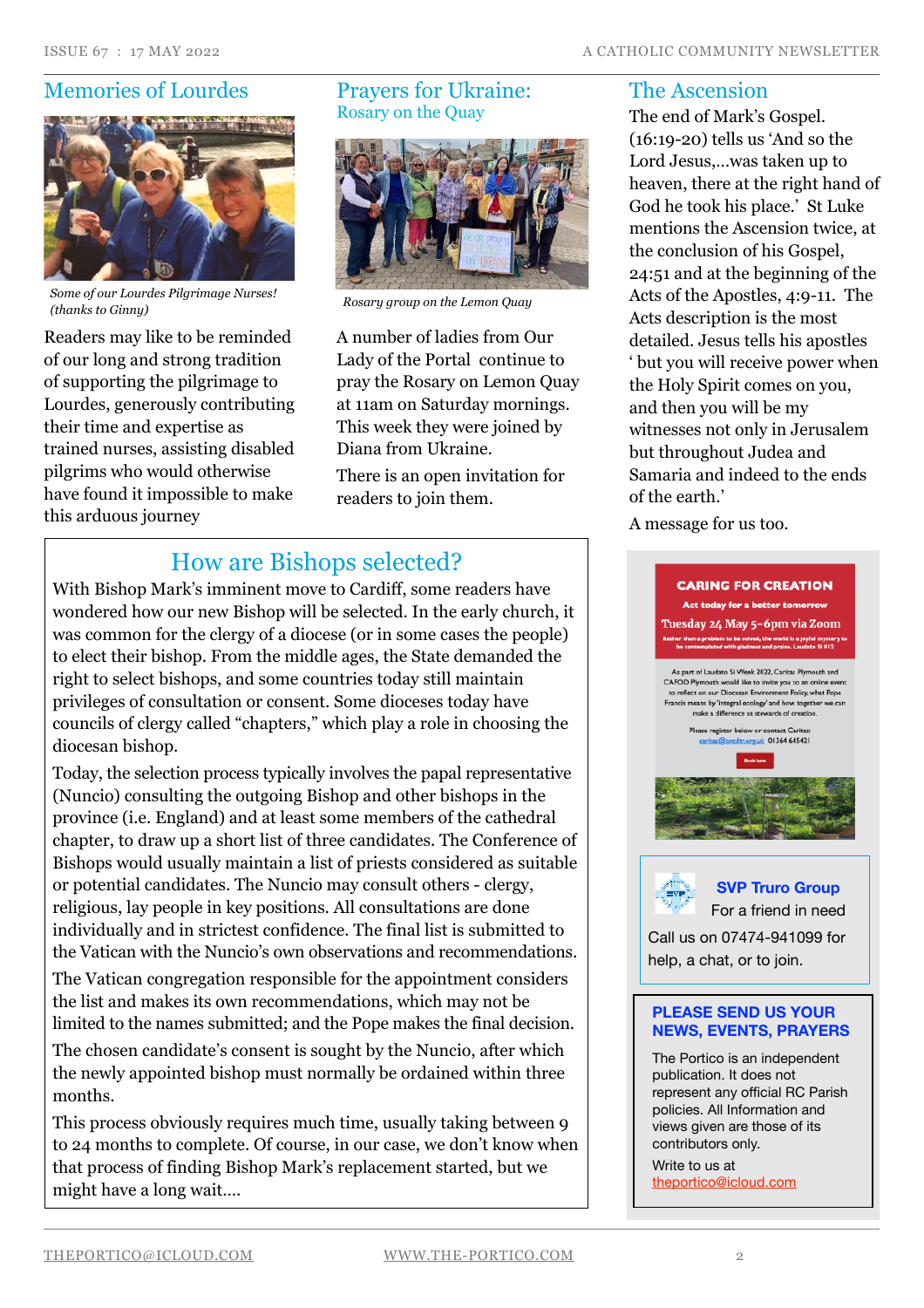## Memories of Lourdes

*Some of our Lourdes Pilgrimage Nurses! (thanks to Ginny)*

Readers may like to be reminded of our long and strong tradition of supporting the pilgrimage to Lourdes, generously contributing their time and expertise as trained nurses, assisting disabled pilgrims who would otherwise have found it impossible to make this arduous journey

## Prayers for Ukraine: Rosary on the Quay

*Rosary group on the Lemon Quay*

A number of ladies from Our Lady of the Portal continue to pray the Rosary on Lemon Quay at 11am on Saturday mornings. This week they were joined by Diana from Ukraine.

There is an open invitation for readers to join them.

## The Ascension

The end of Mark's Gospel. (16:19-20) tells us 'And so the Lord Jesus,...was taken up to heaven, there at the right hand of God he took his place.' St Luke mentions the Ascension twice, at the conclusion of his Gospel, 24:51 and at the beginning of the Acts of the Apostles, 4:9-11. The Acts description is the most detailed. Jesus tells his apostles ' but you will receive power when the Holy Spirit comes on you, and then you will be my witnesses not only in Jerusalem but throughout Judea and Samaria and indeed to the ends of the earth.'

A message for us too.

## How are Bishops selected?

With Bishop Mark's imminent move to Cardiff, some readers have wondered how our new Bishop will be selected. In the early church, it was common for the clergy of a diocese (or in some cases the people) to elect their bishop. From the middle ages, the State demanded the right to select bishops, and some countries today still maintain privileges of consultation or consent. Some dioceses today have councils of clergy called "chapters," which play a role in choosing the diocesan bishop.

Today, the selection process typically involves the papal representative (Nuncio) consulting the outgoing Bishop and other bishops in the province (i.e. England) and at least some members of the cathedral chapter, to draw up a short list of three candidates. The Conference of Bishops would usually maintain a list of priests considered as suitable or potential candidates. The Nuncio may consult others - clergy, religious, lay people in key positions. All consultations are done individually and in strictest confidence. The final list is submitted to the Vatican with the Nuncio's own observations and recommendations.

The Vatican congregation responsible for the appointment considers the list and makes its own recommendations, which may not be limited to the names submitted; and the Pope makes the final decision.

The chosen candidate's consent is sought by the Nuncio, after which the newly appointed bishop must normally be ordained within three months.

This process obviously requires much time, usually taking between 9 to 24 months to complete. Of course, in our case, we don't know when that process of finding Bishop Mark's replacement started, but we might have a long wait....

**CARING FOR CREATION**

**Act today for a better tomorrow**

**Tuesday 24 May 5–6pm via Zoom**

Rather than a problem to be solved, the world is a joyful mystery to be contemplated with gladness and praise. Laudato Si #12

As part of Laudato Si Week 2022, Caritas Plymouth and CAFOD Plymouth would like to invite you to an online event to reflect on our Diocesan Environment Policy, what Pope Francis meant by 'integral ecology' and how together we can make a difference as stewards of creation.

Please register below or contact Caritas: caritas@prcdtr.org.uk 01364 645421

Book here

**SVP Truro Group**

For a friend in need

Call us on 07474-941099 for help, a chat, or to join.

**PLEASE SEND US YOUR NEWS, EVENTS, PRAYERS**

The Portico is an independent publication. It does not represent any official RC Parish policies. All Information and views given are those of its contributors only.

Write to us at theportico@icloud.com